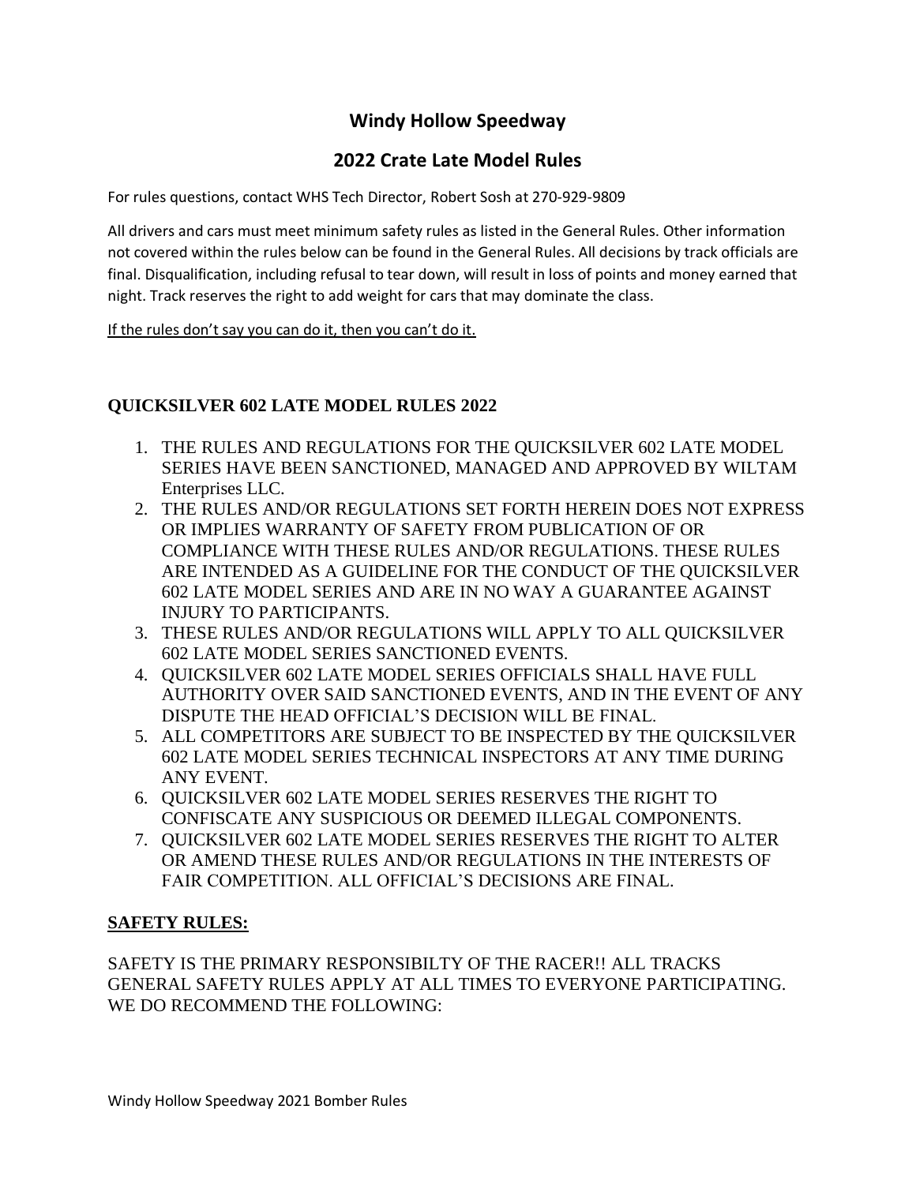# Windy Hollow Speedway

## 2022 Crate Late Model Rules

For rules questions, contact WHS Tech Director, Robert Sosh at 270-929-9809

All drivers and cars must meet minimum safety rules as listed in the General Rules. Other information not covered within the rules below can be found in the General Rules. All decisions by track officials are final. Disqualification, including refusal to tear down, will result in loss of points and money earned that night. Track reserves the right to add weight for cars that may dominate the class.

<u>If the rules don't say you can do it, then you can't do it.</u>

### QUICKSILVER 602 LATE MODEL RULES 2022

1. THE RULES AND REGULATIONS FOR THE QUICKSILVER 602 LATE MODEL SERIES HAVE BEEN SANCTIONED, MANAGED AND APPROVED BY WILTAM Enterprises LLC.
2. THE RULES AND/OR REGULATIONS SET FORTH HEREIN DOES NOT EXPRESS OR IMPLIES WARRANTY OF SAFETY FROM PUBLICATION OF OR COMPLIANCE WITH THESE RULES AND/OR REGULATIONS. THESE RULES ARE INTENDED AS A GUIDELINE FOR THE CONDUCT OF THE QUICKSILVER 602 LATE MODEL SERIES AND ARE IN NO WAY A GUARANTEE AGAINST INJURY TO PARTICIPANTS.
3. THESE RULES AND/OR REGULATIONS WILL APPLY TO ALL QUICKSILVER 602 LATE MODEL SERIES SANCTIONED EVENTS.
4. QUICKSILVER 602 LATE MODEL SERIES OFFICIALS SHALL HAVE FULL AUTHORITY OVER SAID SANCTIONED EVENTS, AND IN THE EVENT OF ANY DISPUTE THE HEAD OFFICIAL'S DECISION WILL BE FINAL.
5. ALL COMPETITORS ARE SUBJECT TO BE INSPECTED BY THE QUICKSILVER 602 LATE MODEL SERIES TECHNICAL INSPECTORS AT ANY TIME DURING ANY EVENT.
6. QUICKSILVER 602 LATE MODEL SERIES RESERVES THE RIGHT TO CONFISCATE ANY SUSPICIOUS OR DEEMED ILLEGAL COMPONENTS.
7. QUICKSILVER 602 LATE MODEL SERIES RESERVES THE RIGHT TO ALTER OR AMEND THESE RULES AND/OR REGULATIONS IN THE INTERESTS OF FAIR COMPETITION. ALL OFFICIAL'S DECISIONS ARE FINAL.

### <u>SAFETY RULES:</u>

SAFETY IS THE PRIMARY RESPONSIBILTY OF THE RACER!! ALL TRACKS GENERAL SAFETY RULES APPLY AT ALL TIMES TO EVERYONE PARTICIPATING. WE DO RECOMMEND THE FOLLOWING: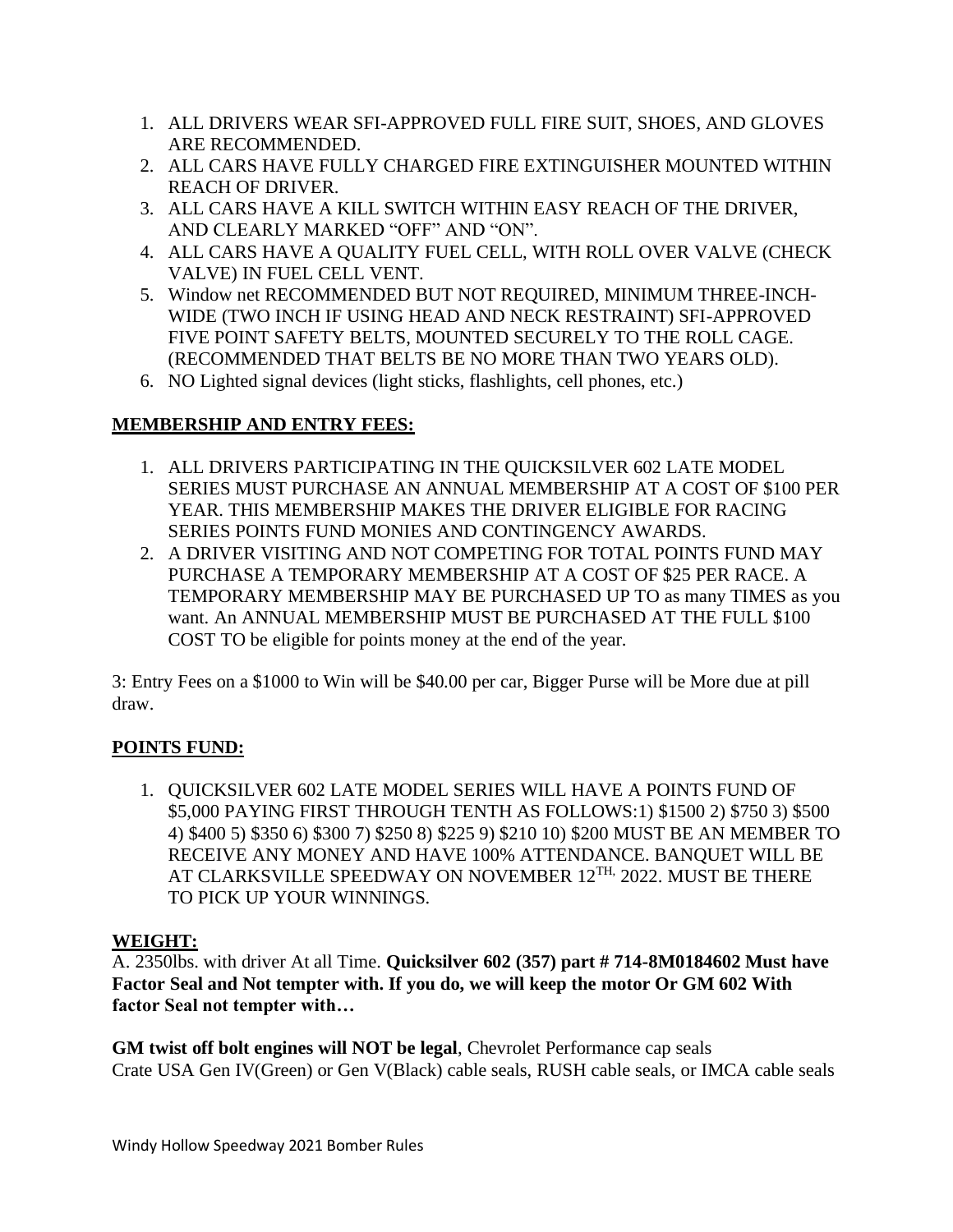1. ALL DRIVERS WEAR SFI-APPROVED FULL FIRE SUIT, SHOES, AND GLOVES ARE RECOMMENDED.
2. ALL CARS HAVE FULLY CHARGED FIRE EXTINGUISHER MOUNTED WITHIN REACH OF DRIVER.
3. ALL CARS HAVE A KILL SWITCH WITHIN EASY REACH OF THE DRIVER, AND CLEARLY MARKED "OFF" AND "ON".
4. ALL CARS HAVE A QUALITY FUEL CELL, WITH ROLL OVER VALVE (CHECK VALVE) IN FUEL CELL VENT.
5. Window net RECOMMENDED BUT NOT REQUIRED, MINIMUM THREE-INCH-WIDE (TWO INCH IF USING HEAD AND NECK RESTRAINT) SFI-APPROVED FIVE POINT SAFETY BELTS, MOUNTED SECURELY TO THE ROLL CAGE. (RECOMMENDED THAT BELTS BE NO MORE THAN TWO YEARS OLD).
6. NO Lighted signal devices (light sticks, flashlights, cell phones, etc.)

## MEMBERSHIP AND ENTRY FEES:

1. ALL DRIVERS PARTICIPATING IN THE QUICKSILVER 602 LATE MODEL SERIES MUST PURCHASE AN ANNUAL MEMBERSHIP AT A COST OF $100 PER YEAR. THIS MEMBERSHIP MAKES THE DRIVER ELIGIBLE FOR RACING SERIES POINTS FUND MONIES AND CONTINGENCY AWARDS.
2. A DRIVER VISITING AND NOT COMPETING FOR TOTAL POINTS FUND MAY PURCHASE A TEMPORARY MEMBERSHIP AT A COST OF $25 PER RACE. A TEMPORARY MEMBERSHIP MAY BE PURCHASED UP TO as many TIMES as you want. An ANNUAL MEMBERSHIP MUST BE PURCHASED AT THE FULL $100 COST TO be eligible for points money at the end of the year.

3: Entry Fees on a $1000 to Win will be $40.00 per car, Bigger Purse will be More due at pill draw.

## POINTS FUND:

1. QUICKSILVER 602 LATE MODEL SERIES WILL HAVE A POINTS FUND OF $5,000 PAYING FIRST THROUGH TENTH AS FOLLOWS:1) $1500 2) $750 3) $500 4) $400 5) $350 6) $300 7) $250 8) $225 9) $210 10) $200 MUST BE AN MEMBER TO RECEIVE ANY MONEY AND HAVE 100% ATTENDANCE. BANQUET WILL BE AT CLARKSVILLE SPEEDWAY ON NOVEMBER 12TH, 2022. MUST BE THERE TO PICK UP YOUR WINNINGS.

## WEIGHT:

A. 2350lbs. with driver At all Time. **Quicksilver 602 (357) part # 714-8M0184602 Must have Factor Seal and Not tempter with. If you do, we will keep the motor Or GM 602 With factor Seal not tempter with…**

**GM twist off bolt engines will NOT be legal**, Chevrolet Performance cap seals
Crate USA Gen IV(Green) or Gen V(Black) cable seals, RUSH cable seals, or IMCA cable seals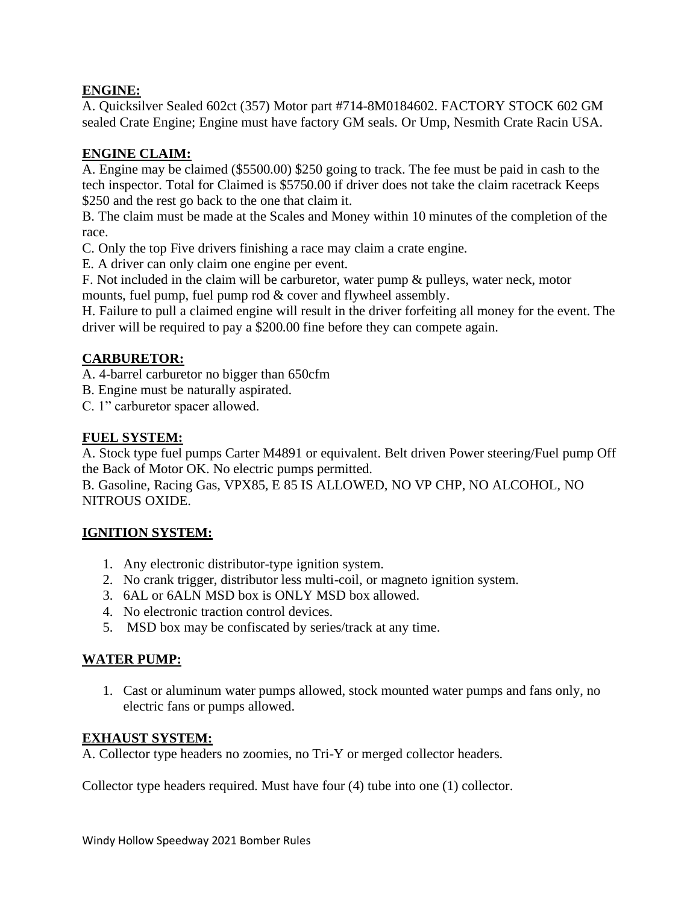**ENGINE:**

A. Quicksilver Sealed 602ct (357) Motor part #714-8M0184602. FACTORY STOCK 602 GM sealed Crate Engine; Engine must have factory GM seals. Or Ump, Nesmith Crate Racin USA.

**ENGINE CLAIM:**

A. Engine may be claimed ($5500.00) $250 going to track. The fee must be paid in cash to the tech inspector. Total for Claimed is $5750.00 if driver does not take the claim racetrack Keeps $250 and the rest go back to the one that claim it.

B. The claim must be made at the Scales and Money within 10 minutes of the completion of the race.

C. Only the top Five drivers finishing a race may claim a crate engine.

E. A driver can only claim one engine per event.

F. Not included in the claim will be carburetor, water pump & pulleys, water neck, motor mounts, fuel pump, fuel pump rod & cover and flywheel assembly.

H. Failure to pull a claimed engine will result in the driver forfeiting all money for the event. The driver will be required to pay a $200.00 fine before they can compete again.

**CARBURETOR:**

A. 4-barrel carburetor no bigger than 650cfm

B. Engine must be naturally aspirated.

C. 1" carburetor spacer allowed.

**FUEL SYSTEM:**

A. Stock type fuel pumps Carter M4891 or equivalent. Belt driven Power steering/Fuel pump Off the Back of Motor OK. No electric pumps permitted.

B. Gasoline, Racing Gas, VPX85, E 85 IS ALLOWED, NO VP CHP, NO ALCOHOL, NO NITROUS OXIDE.

**IGNITION SYSTEM:**

1. Any electronic distributor-type ignition system.
2. No crank trigger, distributor less multi-coil, or magneto ignition system.
3. 6AL or 6ALN MSD box is ONLY MSD box allowed.
4. No electronic traction control devices.
5. MSD box may be confiscated by series/track at any time.

**WATER PUMP:**

1. Cast or aluminum water pumps allowed, stock mounted water pumps and fans only, no electric fans or pumps allowed.

**EXHAUST SYSTEM:**

A. Collector type headers no zoomies, no Tri-Y or merged collector headers.

Collector type headers required. Must have four (4) tube into one (1) collector.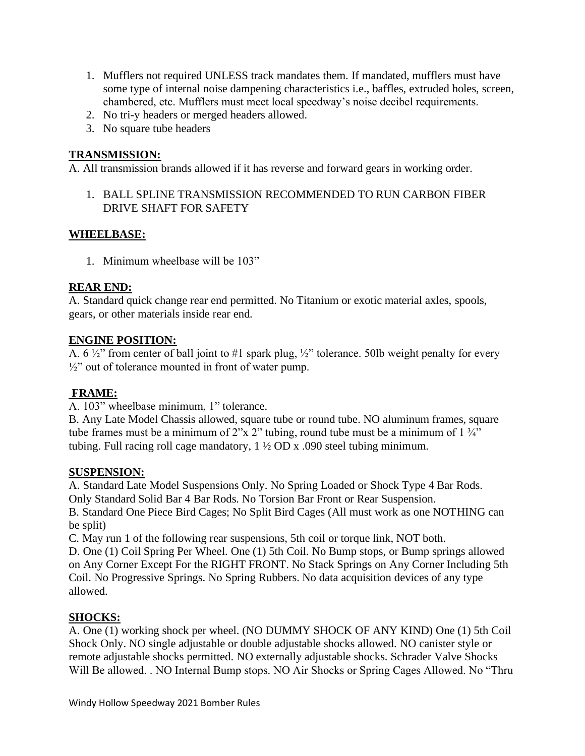1. Mufflers not required UNLESS track mandates them. If mandated, mufflers must have some type of internal noise dampening characteristics i.e., baffles, extruded holes, screen, chambered, etc. Mufflers must meet local speedway's noise decibel requirements.
2. No tri-y headers or merged headers allowed.
3. No square tube headers

## TRANSMISSION:

A. All transmission brands allowed if it has reverse and forward gears in working order.

1. BALL SPLINE TRANSMISSION RECOMMENDED TO RUN CARBON FIBER DRIVE SHAFT FOR SAFETY

## WHEELBASE:

1. Minimum wheelbase will be 103"

## REAR END:

A. Standard quick change rear end permitted. No Titanium or exotic material axles, spools, gears, or other materials inside rear end.

## ENGINE POSITION:

A. 6 ½" from center of ball joint to #1 spark plug, ½" tolerance. 50lb weight penalty for every ½" out of tolerance mounted in front of water pump.

## FRAME:

A. 103" wheelbase minimum, 1" tolerance.

B. Any Late Model Chassis allowed, square tube or round tube. NO aluminum frames, square tube frames must be a minimum of 2"x 2" tubing, round tube must be a minimum of 1 ¾" tubing. Full racing roll cage mandatory, 1 ½ OD x .090 steel tubing minimum.

## SUSPENSION:

A. Standard Late Model Suspensions Only. No Spring Loaded or Shock Type 4 Bar Rods. Only Standard Solid Bar 4 Bar Rods. No Torsion Bar Front or Rear Suspension.

B. Standard One Piece Bird Cages; No Split Bird Cages (All must work as one NOTHING can be split)

C. May run 1 of the following rear suspensions, 5th coil or torque link, NOT both.

D. One (1) Coil Spring Per Wheel. One (1) 5th Coil. No Bump stops, or Bump springs allowed on Any Corner Except For the RIGHT FRONT. No Stack Springs on Any Corner Including 5th Coil. No Progressive Springs. No Spring Rubbers. No data acquisition devices of any type allowed.

## SHOCKS:

A. One (1) working shock per wheel. (NO DUMMY SHOCK OF ANY KIND) One (1) 5th Coil Shock Only. NO single adjustable or double adjustable shocks allowed. NO canister style or remote adjustable shocks permitted. NO externally adjustable shocks. Schrader Valve Shocks Will Be allowed. . NO Internal Bump stops. NO Air Shocks or Spring Cages Allowed. No "Thru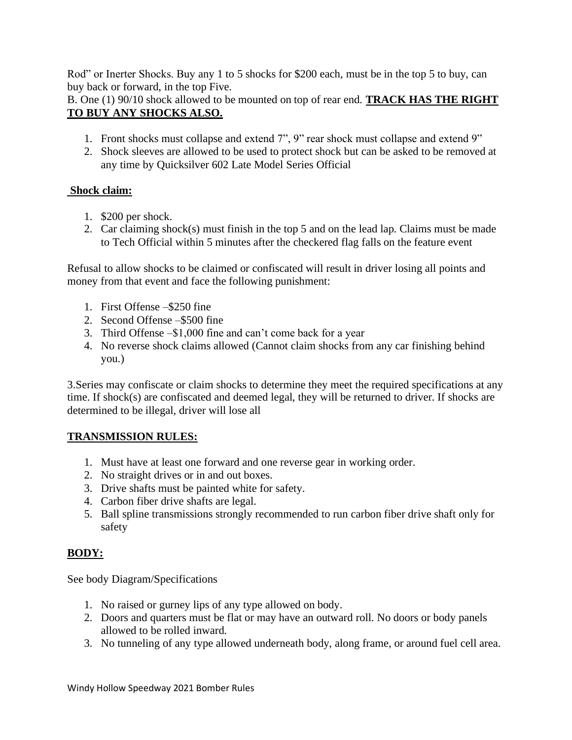Rod" or Inerter Shocks. Buy any 1 to 5 shocks for $200 each, must be in the top 5 to buy, can buy back or forward, in the top Five.

B. One (1) 90/10 shock allowed to be mounted on top of rear end. **TRACK HAS THE RIGHT TO BUY ANY SHOCKS ALSO.**

1. Front shocks must collapse and extend 7", 9" rear shock must collapse and extend 9"
2. Shock sleeves are allowed to be used to protect shock but can be asked to be removed at any time by Quicksilver 602 Late Model Series Official

**Shock claim:**

1. $200 per shock.
2. Car claiming shock(s) must finish in the top 5 and on the lead lap. Claims must be made to Tech Official within 5 minutes after the checkered flag falls on the feature event

Refusal to allow shocks to be claimed or confiscated will result in driver losing all points and money from that event and face the following punishment:

1. First Offense –$250 fine
2. Second Offense –$500 fine
3. Third Offense –$1,000 fine and can't come back for a year
4. No reverse shock claims allowed (Cannot claim shocks from any car finishing behind you.)

3.Series may confiscate or claim shocks to determine they meet the required specifications at any time. If shock(s) are confiscated and deemed legal, they will be returned to driver. If shocks are determined to be illegal, driver will lose all

**TRANSMISSION RULES:**

1. Must have at least one forward and one reverse gear in working order.
2. No straight drives or in and out boxes.
3. Drive shafts must be painted white for safety.
4. Carbon fiber drive shafts are legal.
5. Ball spline transmissions strongly recommended to run carbon fiber drive shaft only for safety

**BODY:**

See body Diagram/Specifications

1. No raised or gurney lips of any type allowed on body.
2. Doors and quarters must be flat or may have an outward roll. No doors or body panels allowed to be rolled inward.
3. No tunneling of any type allowed underneath body, along frame, or around fuel cell area.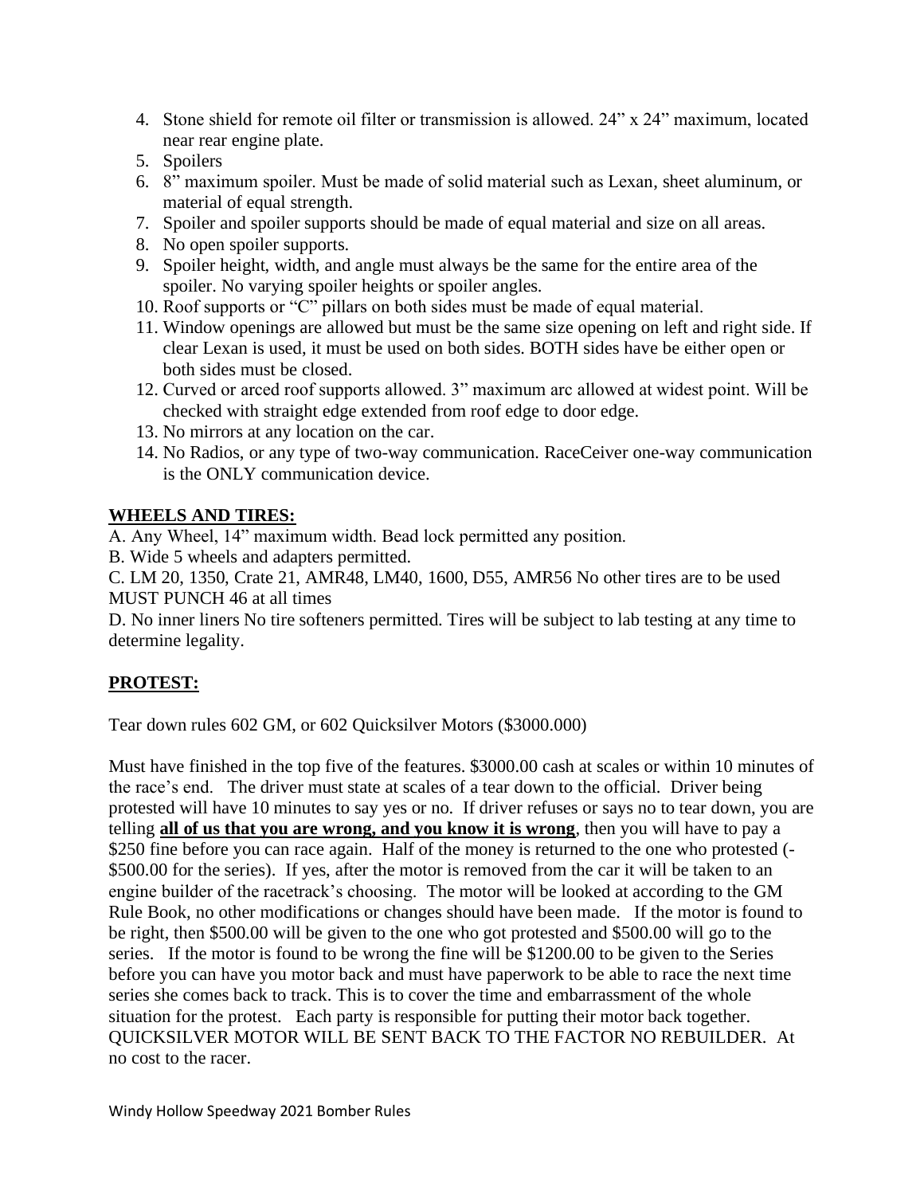4. Stone shield for remote oil filter or transmission is allowed. 24" x 24" maximum, located near rear engine plate.
5. Spoilers
6. 8" maximum spoiler. Must be made of solid material such as Lexan, sheet aluminum, or material of equal strength.
7. Spoiler and spoiler supports should be made of equal material and size on all areas.
8. No open spoiler supports.
9. Spoiler height, width, and angle must always be the same for the entire area of the spoiler. No varying spoiler heights or spoiler angles.
10. Roof supports or "C" pillars on both sides must be made of equal material.
11. Window openings are allowed but must be the same size opening on left and right side. If clear Lexan is used, it must be used on both sides. BOTH sides have be either open or both sides must be closed.
12. Curved or arced roof supports allowed. 3" maximum arc allowed at widest point. Will be checked with straight edge extended from roof edge to door edge.
13. No mirrors at any location on the car.
14. No Radios, or any type of two-way communication. RaceCeiver one-way communication is the ONLY communication device.

## **WHEELS AND TIRES:**

A. Any Wheel, 14" maximum width. Bead lock permitted any position.

B. Wide 5 wheels and adapters permitted.

C. LM 20, 1350, Crate 21, AMR48, LM40, 1600, D55, AMR56 No other tires are to be used MUST PUNCH 46 at all times

D. No inner liners No tire softeners permitted. Tires will be subject to lab testing at any time to determine legality.

## **PROTEST:**

Tear down rules 602 GM, or 602 Quicksilver Motors ($3000.000)

Must have finished in the top five of the features. $3000.00 cash at scales or within 10 minutes of the race's end. The driver must state at scales of a tear down to the official. Driver being protested will have 10 minutes to say yes or no. If driver refuses or says no to tear down, you are telling **all of us that you are wrong, and you know it is wrong**, then you will have to pay a $250 fine before you can race again. Half of the money is returned to the one who protested (-$500.00 for the series). If yes, after the motor is removed from the car it will be taken to an engine builder of the racetrack's choosing. The motor will be looked at according to the GM Rule Book, no other modifications or changes should have been made. If the motor is found to be right, then $500.00 will be given to the one who got protested and $500.00 will go to the series. If the motor is found to be wrong the fine will be $1200.00 to be given to the Series before you can have you motor back and must have paperwork to be able to race the next time series she comes back to track. This is to cover the time and embarrassment of the whole situation for the protest. Each party is responsible for putting their motor back together. QUICKSILVER MOTOR WILL BE SENT BACK TO THE FACTOR NO REBUILDER. At no cost to the racer.